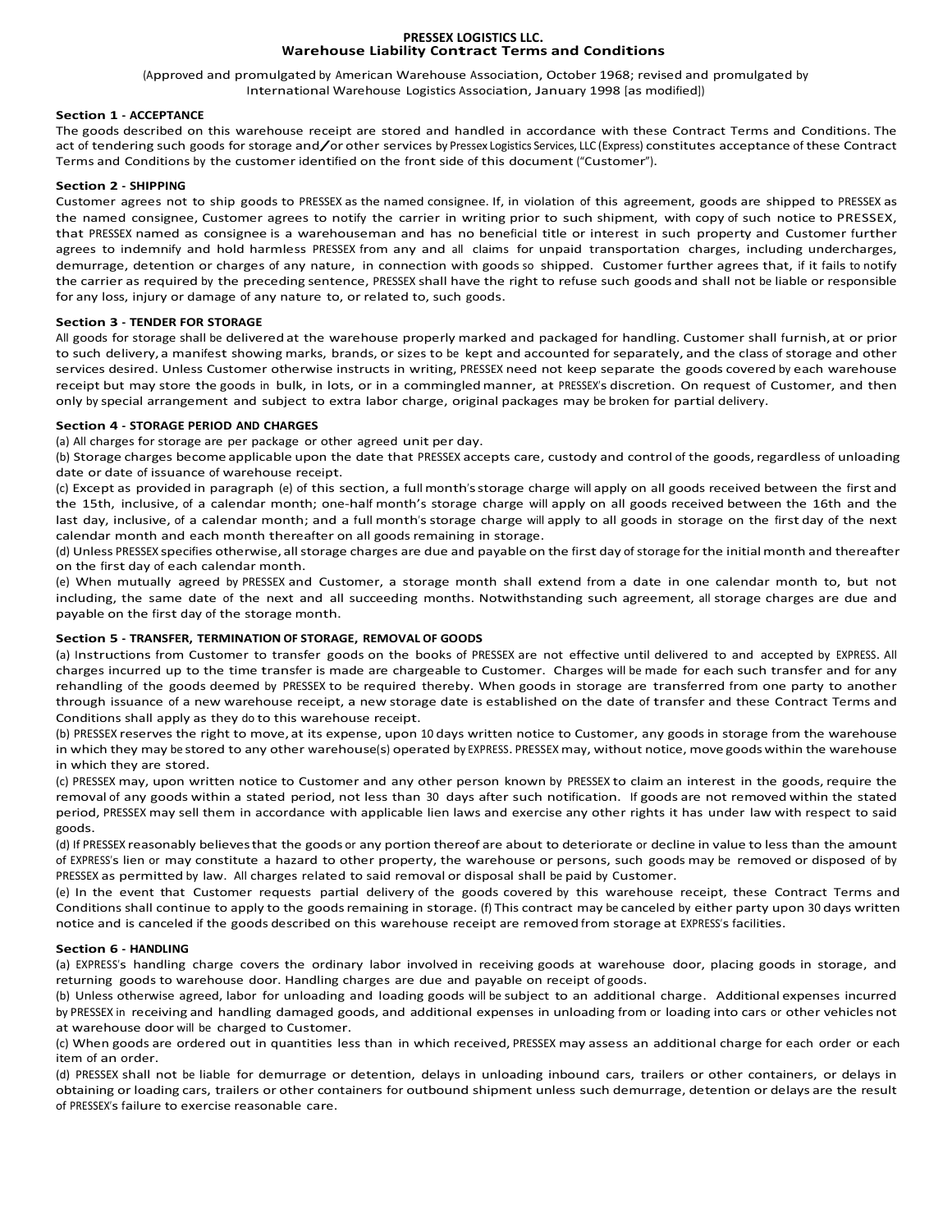# PRESSEX LOGISTICS LLC.
## Warehouse Liability Contract Terms and Conditions

(Approved and promulgated by American Warehouse Association, October 1968; revised and promulgated by International Warehouse Logistics Association, January 1998 [as modified])

**Section 1 - ACCEPTANCE**

The goods described on this warehouse receipt are stored and handled in accordance with these Contract Terms and Conditions. The act of tendering such goods for storage and/or other services by Pressex Logistics Services, LLC (Express) constitutes acceptance of these Contract Terms and Conditions by the customer identified on the front side of this document ("Customer").

**Section 2 - SHIPPING**

Customer agrees not to ship goods to PRESSEX as the named consignee. If, in violation of this agreement, goods are shipped to PRESSEX as the named consignee, Customer agrees to notify the carrier in writing prior to such shipment, with copy of such notice to PRESSEX, that PRESSEX named as consignee is a warehouseman and has no beneficial title or interest in such property and Customer further agrees to indemnify and hold harmless PRESSEX from any and all claims for unpaid transportation charges, including undercharges, demurrage, detention or charges of any nature, in connection with goods so shipped. Customer further agrees that, if it fails to notify the carrier as required by the preceding sentence, PRESSEX shall have the right to refuse such goods and shall not be liable or responsible for any loss, injury or damage of any nature to, or related to, such goods.

**Section 3 - TENDER FOR STORAGE**

All goods for storage shall be delivered at the warehouse properly marked and packaged for handling. Customer shall furnish, at or prior to such delivery, a manifest showing marks, brands, or sizes to be kept and accounted for separately, and the class of storage and other services desired. Unless Customer otherwise instructs in writing, PRESSEX need not keep separate the goods covered by each warehouse receipt but may store the goods in bulk, in lots, or in a commingled manner, at PRESSEX's discretion. On request of Customer, and then only by special arrangement and subject to extra labor charge, original packages may be broken for partial delivery.

**Section 4 - STORAGE PERIOD AND CHARGES**

(a) All charges for storage are per package or other agreed unit per day.

(b) Storage charges become applicable upon the date that PRESSEX accepts care, custody and control of the goods, regardless of unloading date or date of issuance of warehouse receipt.

(c) Except as provided in paragraph (e) of this section, a full month's storage charge will apply on all goods received between the first and the 15th, inclusive, of a calendar month; one-half month's storage charge will apply on all goods received between the 16th and the last day, inclusive, of a calendar month; and a full month's storage charge will apply to all goods in storage on the first day of the next calendar month and each month thereafter on all goods remaining in storage.

(d) Unless PRESSEX specifies otherwise, all storage charges are due and payable on the first day of storage for the initial month and thereafter on the first day of each calendar month.

(e) When mutually agreed by PRESSEX and Customer, a storage month shall extend from a date in one calendar month to, but not including, the same date of the next and all succeeding months. Notwithstanding such agreement, all storage charges are due and payable on the first day of the storage month.

**Section 5 - TRANSFER, TERMINATION OF STORAGE, REMOVAL OF GOODS**

(a) Instructions from Customer to transfer goods on the books of PRESSEX are not effective until delivered to and accepted by EXPRESS. All charges incurred up to the time transfer is made are chargeable to Customer. Charges will be made for each such transfer and for any rehandling of the goods deemed by PRESSEX to be required thereby. When goods in storage are transferred from one party to another through issuance of a new warehouse receipt, a new storage date is established on the date of transfer and these Contract Terms and Conditions shall apply as they do to this warehouse receipt.

(b) PRESSEX reserves the right to move, at its expense, upon 10 days written notice to Customer, any goods in storage from the warehouse in which they may be stored to any other warehouse(s) operated by EXPRESS. PRESSEX may, without notice, move goods within the warehouse in which they are stored.

(c) PRESSEX may, upon written notice to Customer and any other person known by PRESSEX to claim an interest in the goods, require the removal of any goods within a stated period, not less than 30 days after such notification. If goods are not removed within the stated period, PRESSEX may sell them in accordance with applicable lien laws and exercise any other rights it has under law with respect to said goods.

(d) If PRESSEX reasonably believes that the goods or any portion thereof are about to deteriorate or decline in value to less than the amount of EXPRESS's lien or may constitute a hazard to other property, the warehouse or persons, such goods may be removed or disposed of by PRESSEX as permitted by law. All charges related to said removal or disposal shall be paid by Customer.

(e) In the event that Customer requests partial delivery of the goods covered by this warehouse receipt, these Contract Terms and Conditions shall continue to apply to the goods remaining in storage. (f) This contract may be canceled by either party upon 30 days written notice and is canceled if the goods described on this warehouse receipt are removed from storage at EXPRESS's facilities.

**Section 6 - HANDLING**

(a) EXPRESS's handling charge covers the ordinary labor involved in receiving goods at warehouse door, placing goods in storage, and returning goods to warehouse door. Handling charges are due and payable on receipt of goods.

(b) Unless otherwise agreed, labor for unloading and loading goods will be subject to an additional charge. Additional expenses incurred by PRESSEX in receiving and handling damaged goods, and additional expenses in unloading from or loading into cars or other vehicles not at warehouse door will be charged to Customer.

(c) When goods are ordered out in quantities less than in which received, PRESSEX may assess an additional charge for each order or each item of an order.

(d) PRESSEX shall not be liable for demurrage or detention, delays in unloading inbound cars, trailers or other containers, or delays in obtaining or loading cars, trailers or other containers for outbound shipment unless such demurrage, detention or delays are the result of PRESSEX's failure to exercise reasonable care.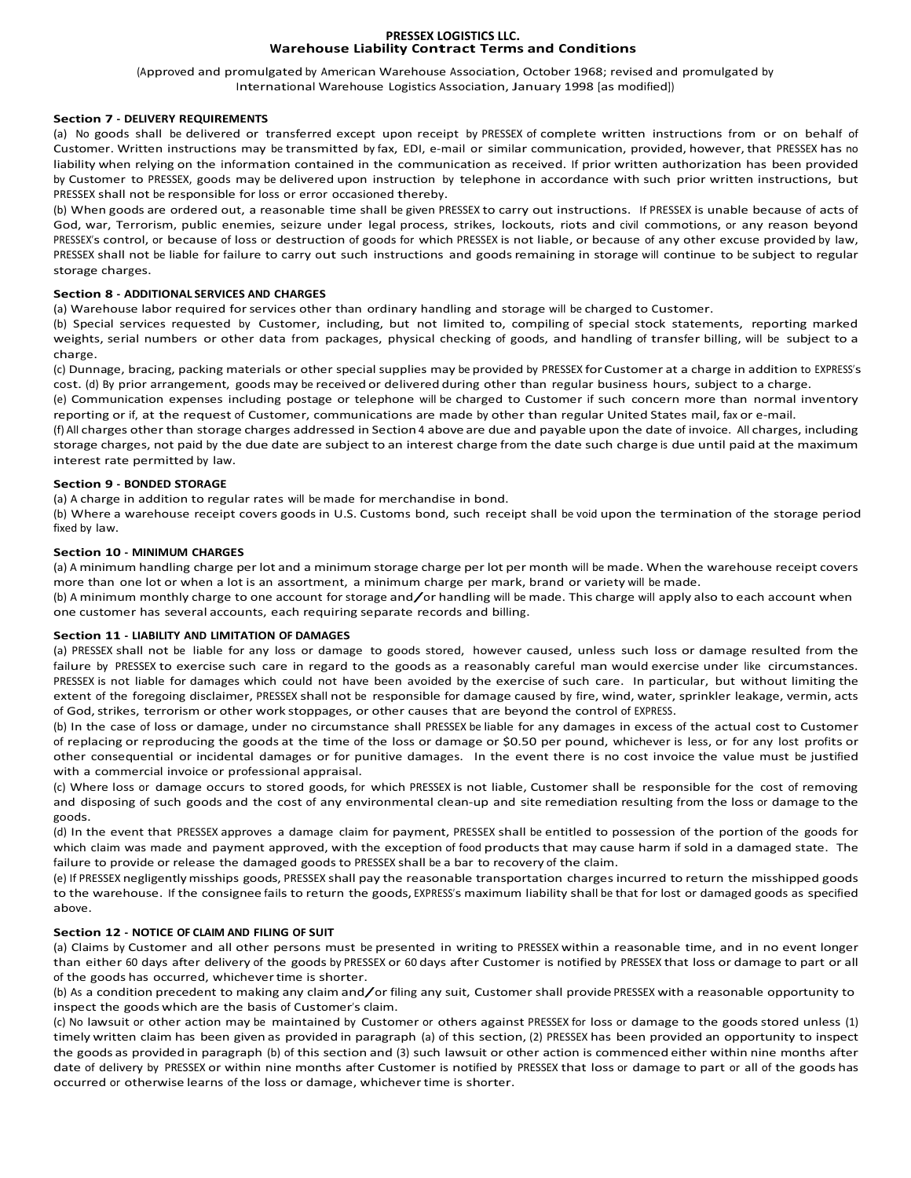# PRESSEX LOGISTICS LLC.
## Warehouse Liability Contract Terms and Conditions

(Approved and promulgated by American Warehouse Association, October 1968; revised and promulgated by International Warehouse Logistics Association, January 1998 [as modified])

**Section 7 - DELIVERY REQUIREMENTS**

(a) No goods shall be delivered or transferred except upon receipt by PRESSEX of complete written instructions from or on behalf of Customer. Written instructions may be transmitted by fax, EDI, e-mail or similar communication, provided, however, that PRESSEX has no liability when relying on the information contained in the communication as received. If prior written authorization has been provided by Customer to PRESSEX, goods may be delivered upon instruction by telephone in accordance with such prior written instructions, but PRESSEX shall not be responsible for loss or error occasioned thereby.

(b) When goods are ordered out, a reasonable time shall be given PRESSEX to carry out instructions. If PRESSEX is unable because of acts of God, war, Terrorism, public enemies, seizure under legal process, strikes, lockouts, riots and civil commotions, or any reason beyond PRESSEX's control, or because of loss or destruction of goods for which PRESSEX is not liable, or because of any other excuse provided by law, PRESSEX shall not be liable for failure to carry out such instructions and goods remaining in storage will continue to be subject to regular storage charges.

**Section 8 - ADDITIONAL SERVICES AND CHARGES**

(a) Warehouse labor required for services other than ordinary handling and storage will be charged to Customer.

(b) Special services requested by Customer, including, but not limited to, compiling of special stock statements, reporting marked weights, serial numbers or other data from packages, physical checking of goods, and handling of transfer billing, will be subject to a charge.

(c) Dunnage, bracing, packing materials or other special supplies may be provided by PRESSEX for Customer at a charge in addition to EXPRESS's cost. (d) By prior arrangement, goods may be received or delivered during other than regular business hours, subject to a charge.

(e) Communication expenses including postage or telephone will be charged to Customer if such concern more than normal inventory reporting or if, at the request of Customer, communications are made by other than regular United States mail, fax or e-mail.

(f) All charges other than storage charges addressed in Section 4 above are due and payable upon the date of invoice. All charges, including storage charges, not paid by the due date are subject to an interest charge from the date such charge is due until paid at the maximum interest rate permitted by law.

**Section 9 - BONDED STORAGE**

(a) A charge in addition to regular rates will be made for merchandise in bond.

(b) Where a warehouse receipt covers goods in U.S. Customs bond, such receipt shall be void upon the termination of the storage period fixed by law.

**Section 10 - MINIMUM CHARGES**

(a) A minimum handling charge per lot and a minimum storage charge per lot per month will be made. When the warehouse receipt covers more than one lot or when a lot is an assortment, a minimum charge per mark, brand or variety will be made.

(b) A minimum monthly charge to one account for storage and/or handling will be made. This charge will apply also to each account when one customer has several accounts, each requiring separate records and billing.

**Section 11 - LIABILITY AND LIMITATION OF DAMAGES**

(a) PRESSEX shall not be liable for any loss or damage to goods stored, however caused, unless such loss or damage resulted from the failure by PRESSEX to exercise such care in regard to the goods as a reasonably careful man would exercise under like circumstances. PRESSEX is not liable for damages which could not have been avoided by the exercise of such care. In particular, but without limiting the extent of the foregoing disclaimer, PRESSEX shall not be responsible for damage caused by fire, wind, water, sprinkler leakage, vermin, acts of God, strikes, terrorism or other work stoppages, or other causes that are beyond the control of EXPRESS.

(b) In the case of loss or damage, under no circumstance shall PRESSEX be liable for any damages in excess of the actual cost to Customer of replacing or reproducing the goods at the time of the loss or damage or $0.50 per pound, whichever is less, or for any lost profits or other consequential or incidental damages or for punitive damages. In the event there is no cost invoice the value must be justified with a commercial invoice or professional appraisal.

(c) Where loss or damage occurs to stored goods, for which PRESSEX is not liable, Customer shall be responsible for the cost of removing and disposing of such goods and the cost of any environmental clean-up and site remediation resulting from the loss or damage to the goods.

(d) In the event that PRESSEX approves a damage claim for payment, PRESSEX shall be entitled to possession of the portion of the goods for which claim was made and payment approved, with the exception of food products that may cause harm if sold in a damaged state. The failure to provide or release the damaged goods to PRESSEX shall be a bar to recovery of the claim.

(e) If PRESSEX negligently misships goods, PRESSEX shall pay the reasonable transportation charges incurred to return the misshipped goods to the warehouse. If the consignee fails to return the goods, EXPRESS's maximum liability shall be that for lost or damaged goods as specified above.

**Section 12 - NOTICE OF CLAIM AND FILING OF SUIT**

(a) Claims by Customer and all other persons must be presented in writing to PRESSEX within a reasonable time, and in no event longer than either 60 days after delivery of the goods by PRESSEX or 60 days after Customer is notified by PRESSEX that loss or damage to part or all of the goods has occurred, whichever time is shorter.

(b) As a condition precedent to making any claim and/or filing any suit, Customer shall provide PRESSEX with a reasonable opportunity to inspect the goods which are the basis of Customer's claim.

(c) No lawsuit or other action may be maintained by Customer or others against PRESSEX for loss or damage to the goods stored unless (1) timely written claim has been given as provided in paragraph (a) of this section, (2) PRESSEX has been provided an opportunity to inspect the goods as provided in paragraph (b) of this section and (3) such lawsuit or other action is commenced either within nine months after date of delivery by PRESSEX or within nine months after Customer is notified by PRESSEX that loss or damage to part or all of the goods has occurred or otherwise learns of the loss or damage, whichever time is shorter.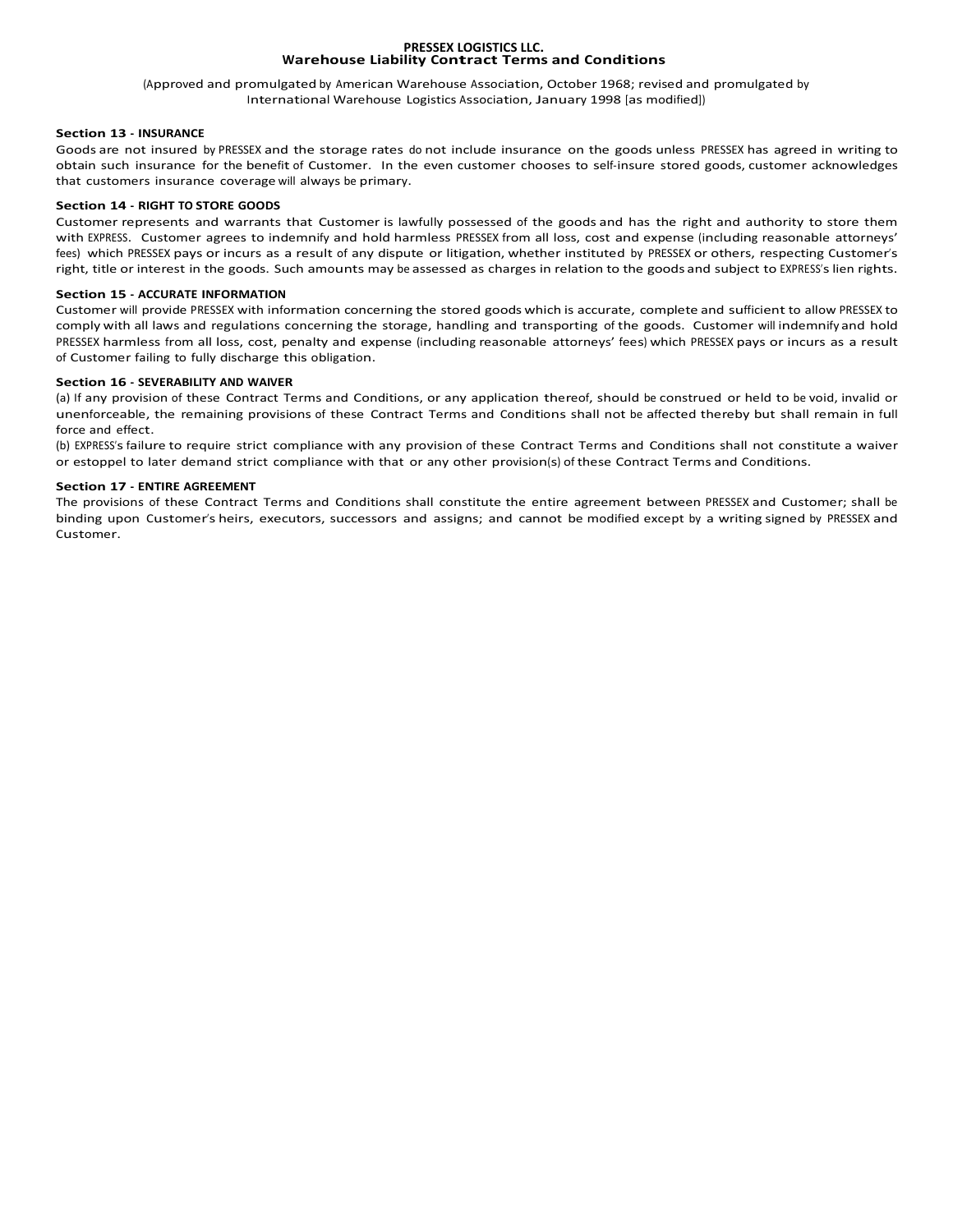**PRESSEX LOGISTICS LLC.**
**Warehouse Liability Contract Terms and Conditions**

(Approved and promulgated by American Warehouse Association, October 1968; revised and promulgated by International Warehouse Logistics Association, January 1998 [as modified])

**Section 13 - INSURANCE**

Goods are not insured by PRESSEX and the storage rates do not include insurance on the goods unless PRESSEX has agreed in writing to obtain such insurance for the benefit of Customer. In the even customer chooses to self-insure stored goods, customer acknowledges that customers insurance coverage will always be primary.

**Section 14 - RIGHT TO STORE GOODS**

Customer represents and warrants that Customer is lawfully possessed of the goods and has the right and authority to store them with EXPRESS. Customer agrees to indemnify and hold harmless PRESSEX from all loss, cost and expense (including reasonable attorneys' fees) which PRESSEX pays or incurs as a result of any dispute or litigation, whether instituted by PRESSEX or others, respecting Customer's right, title or interest in the goods. Such amounts may be assessed as charges in relation to the goods and subject to EXPRESS's lien rights.

**Section 15 - ACCURATE INFORMATION**

Customer will provide PRESSEX with information concerning the stored goods which is accurate, complete and sufficient to allow PRESSEX to comply with all laws and regulations concerning the storage, handling and transporting of the goods. Customer will indemnify and hold PRESSEX harmless from all loss, cost, penalty and expense (including reasonable attorneys' fees) which PRESSEX pays or incurs as a result of Customer failing to fully discharge this obligation.

**Section 16 - SEVERABILITY AND WAIVER**

(a) If any provision of these Contract Terms and Conditions, or any application thereof, should be construed or held to be void, invalid or unenforceable, the remaining provisions of these Contract Terms and Conditions shall not be affected thereby but shall remain in full force and effect.

(b) EXPRESS's failure to require strict compliance with any provision of these Contract Terms and Conditions shall not constitute a waiver or estoppel to later demand strict compliance with that or any other provision(s) of these Contract Terms and Conditions.

**Section 17 - ENTIRE AGREEMENT**

The provisions of these Contract Terms and Conditions shall constitute the entire agreement between PRESSEX and Customer; shall be binding upon Customer's heirs, executors, successors and assigns; and cannot be modified except by a writing signed by PRESSEX and Customer.